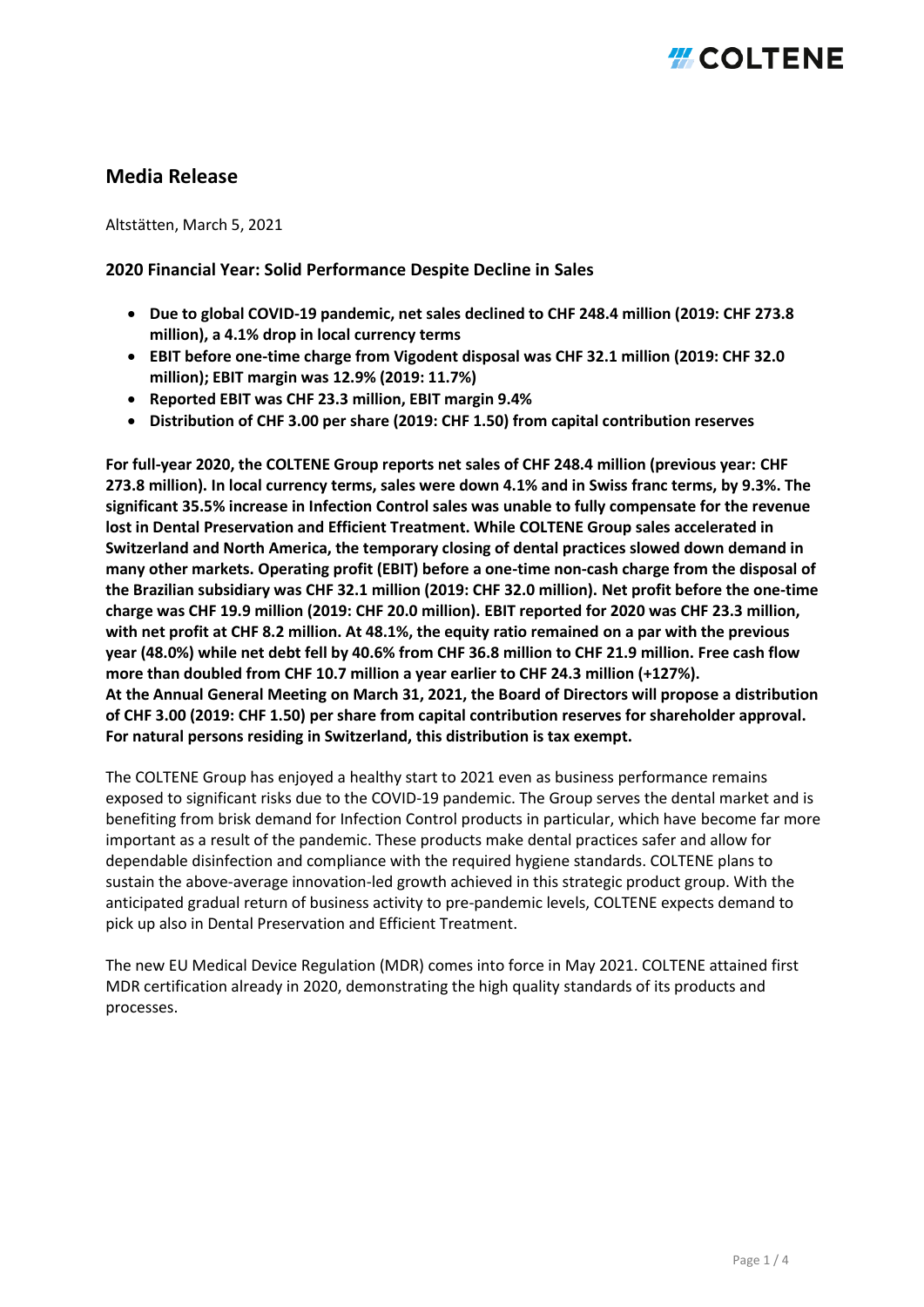# Media Release

Altstätten, March 5, 2021

## 2020 Financial Year: Solid Performance Despite Decline in Sales

- **Due to global COVID-19 pandemic, net sales declined to CHF 248.4 million (2019: CHF 273.8 million), a 4.1% drop in local currency terms**
- **EBIT before one-time charge from Vigodent disposal was CHF 32.1 million (2019: CHF 32.0 million); EBIT margin was 12.9% (2019: 11.7%)**
- **Reported EBIT was CHF 23.3 million, EBIT margin 9.4%**
- **Distribution of CHF 3.00 per share (2019: CHF 1.50) from capital contribution reserves**

**For full-year 2020, the COLTENE Group reports net sales of CHF 248.4 million (previous year: CHF 273.8 million). In local currency terms, sales were down 4.1% and in Swiss franc terms, by 9.3%. The significant 35.5% increase in Infection Control sales was unable to fully compensate for the revenue lost in Dental Preservation and Efficient Treatment. While COLTENE Group sales accelerated in Switzerland and North America, the temporary closing of dental practices slowed down demand in many other markets. Operating profit (EBIT) before a one-time non-cash charge from the disposal of the Brazilian subsidiary was CHF 32.1 million (2019: CHF 32.0 million). Net profit before the one-time charge was CHF 19.9 million (2019: CHF 20.0 million). EBIT reported for 2020 was CHF 23.3 million, with net profit at CHF 8.2 million. At 48.1%, the equity ratio remained on a par with the previous year (48.0%) while net debt fell by 40.6% from CHF 36.8 million to CHF 21.9 million. Free cash flow more than doubled from CHF 10.7 million a year earlier to CHF 24.3 million (+127%).**
**At the Annual General Meeting on March 31, 2021, the Board of Directors will propose a distribution of CHF 3.00 (2019: CHF 1.50) per share from capital contribution reserves for shareholder approval. For natural persons residing in Switzerland, this distribution is tax exempt.**

The COLTENE Group has enjoyed a healthy start to 2021 even as business performance remains exposed to significant risks due to the COVID-19 pandemic. The Group serves the dental market and is benefiting from brisk demand for Infection Control products in particular, which have become far more important as a result of the pandemic. These products make dental practices safer and allow for dependable disinfection and compliance with the required hygiene standards. COLTENE plans to sustain the above-average innovation-led growth achieved in this strategic product group. With the anticipated gradual return of business activity to pre-pandemic levels, COLTENE expects demand to pick up also in Dental Preservation and Efficient Treatment.

The new EU Medical Device Regulation (MDR) comes into force in May 2021. COLTENE attained first MDR certification already in 2020, demonstrating the high quality standards of its products and processes.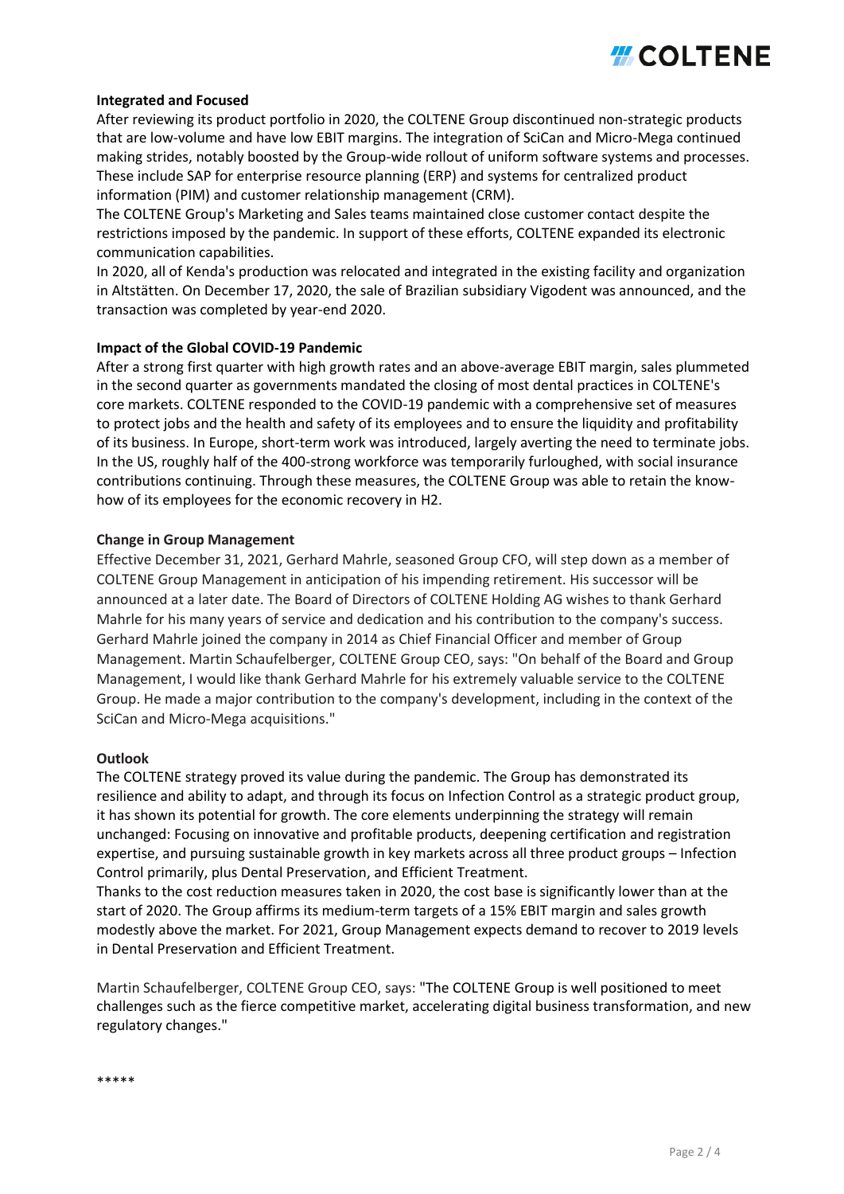**Integrated and Focused**

After reviewing its product portfolio in 2020, the COLTENE Group discontinued non-strategic products that are low-volume and have low EBIT margins. The integration of SciCan and Micro-Mega continued making strides, notably boosted by the Group-wide rollout of uniform software systems and processes. These include SAP for enterprise resource planning (ERP) and systems for centralized product information (PIM) and customer relationship management (CRM).

The COLTENE Group's Marketing and Sales teams maintained close customer contact despite the restrictions imposed by the pandemic. In support of these efforts, COLTENE expanded its electronic communication capabilities.

In 2020, all of Kenda's production was relocated and integrated in the existing facility and organization in Altstätten. On December 17, 2020, the sale of Brazilian subsidiary Vigodent was announced, and the transaction was completed by year-end 2020.

**Impact of the Global COVID-19 Pandemic**

After a strong first quarter with high growth rates and an above-average EBIT margin, sales plummeted in the second quarter as governments mandated the closing of most dental practices in COLTENE's core markets. COLTENE responded to the COVID-19 pandemic with a comprehensive set of measures to protect jobs and the health and safety of its employees and to ensure the liquidity and profitability of its business. In Europe, short-term work was introduced, largely averting the need to terminate jobs. In the US, roughly half of the 400-strong workforce was temporarily furloughed, with social insurance contributions continuing. Through these measures, the COLTENE Group was able to retain the know-how of its employees for the economic recovery in H2.

**Change in Group Management**

Effective December 31, 2021, Gerhard Mahrle, seasoned Group CFO, will step down as a member of COLTENE Group Management in anticipation of his impending retirement. His successor will be announced at a later date. The Board of Directors of COLTENE Holding AG wishes to thank Gerhard Mahrle for his many years of service and dedication and his contribution to the company's success. Gerhard Mahrle joined the company in 2014 as Chief Financial Officer and member of Group Management. Martin Schaufelberger, COLTENE Group CEO, says: "On behalf of the Board and Group Management, I would like thank Gerhard Mahrle for his extremely valuable service to the COLTENE Group. He made a major contribution to the company's development, including in the context of the SciCan and Micro-Mega acquisitions."

**Outlook**

The COLTENE strategy proved its value during the pandemic. The Group has demonstrated its resilience and ability to adapt, and through its focus on Infection Control as a strategic product group, it has shown its potential for growth. The core elements underpinning the strategy will remain unchanged: Focusing on innovative and profitable products, deepening certification and registration expertise, and pursuing sustainable growth in key markets across all three product groups – Infection Control primarily, plus Dental Preservation, and Efficient Treatment.

Thanks to the cost reduction measures taken in 2020, the cost base is significantly lower than at the start of 2020. The Group affirms its medium-term targets of a 15% EBIT margin and sales growth modestly above the market. For 2021, Group Management expects demand to recover to 2019 levels in Dental Preservation and Efficient Treatment.

Martin Schaufelberger, COLTENE Group CEO, says: "The COLTENE Group is well positioned to meet challenges such as the fierce competitive market, accelerating digital business transformation, and new regulatory changes."

*****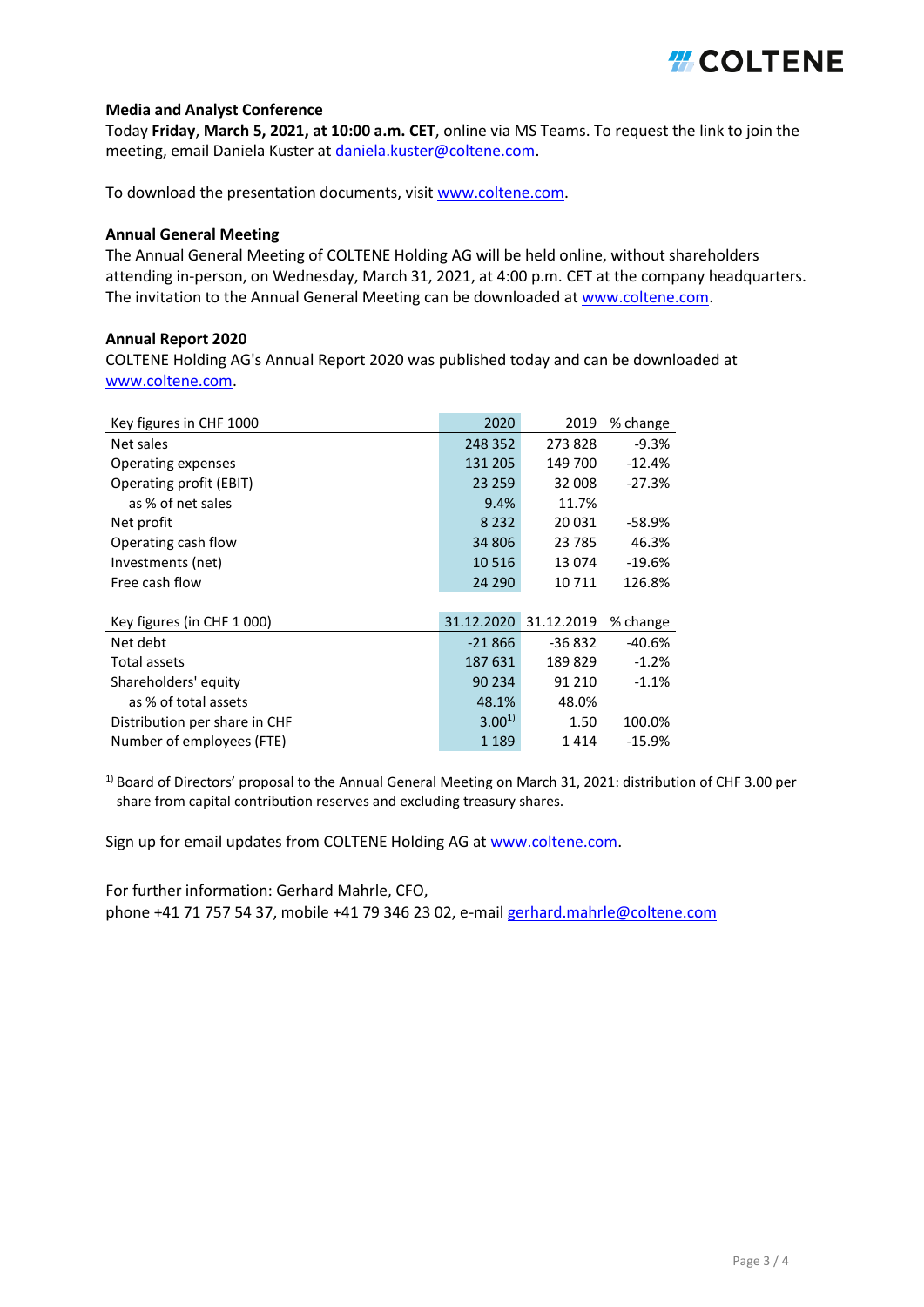**Media and Analyst Conference**

Today **Friday**, **March 5, 2021, at 10:00 a.m. CET**, online via MS Teams. To request the link to join the meeting, email Daniela Kuster at daniela.kuster@coltene.com.

To download the presentation documents, visit www.coltene.com.

**Annual General Meeting**

The Annual General Meeting of COLTENE Holding AG will be held online, without shareholders attending in-person, on Wednesday, March 31, 2021, at 4:00 p.m. CET at the company headquarters. The invitation to the Annual General Meeting can be downloaded at www.coltene.com.

**Annual Report 2020**

COLTENE Holding AG's Annual Report 2020 was published today and can be downloaded at www.coltene.com.

| Key figures in CHF 1000 | 2020 | 2019 | % change |
|---|---|---|---|
| Net sales | 248 352 | 273 828 | -9.3% |
| Operating expenses | 131 205 | 149 700 | -12.4% |
| Operating profit (EBIT) | 23 259 | 32 008 | -27.3% |
| as % of net sales | 9.4% | 11.7% | |
| Net profit | 8 232 | 20 031 | -58.9% |
| Operating cash flow | 34 806 | 23 785 | 46.3% |
| Investments (net) | 10 516 | 13 074 | -19.6% |
| Free cash flow | 24 290 | 10 711 | 126.8% |

| Key figures (in CHF 1 000) | 31.12.2020 | 31.12.2019 | % change |
|---|---|---|---|
| Net debt | -21 866 | -36 832 | -40.6% |
| Total assets | 187 631 | 189 829 | -1.2% |
| Shareholders' equity | 90 234 | 91 210 | -1.1% |
| as % of total assets | 48.1% | 48.0% | |
| Distribution per share in CHF | 3.00[1)] | 1.50 | 100.0% |
| Number of employees (FTE) | 1 189 | 1 414 | -15.9% |

[1)] Board of Directors' proposal to the Annual General Meeting on March 31, 2021: distribution of CHF 3.00 per share from capital contribution reserves and excluding treasury shares.

Sign up for email updates from COLTENE Holding AG at www.coltene.com.

For further information: Gerhard Mahrle, CFO,
phone +41 71 757 54 37, mobile +41 79 346 23 02, e-mail gerhard.mahrle@coltene.com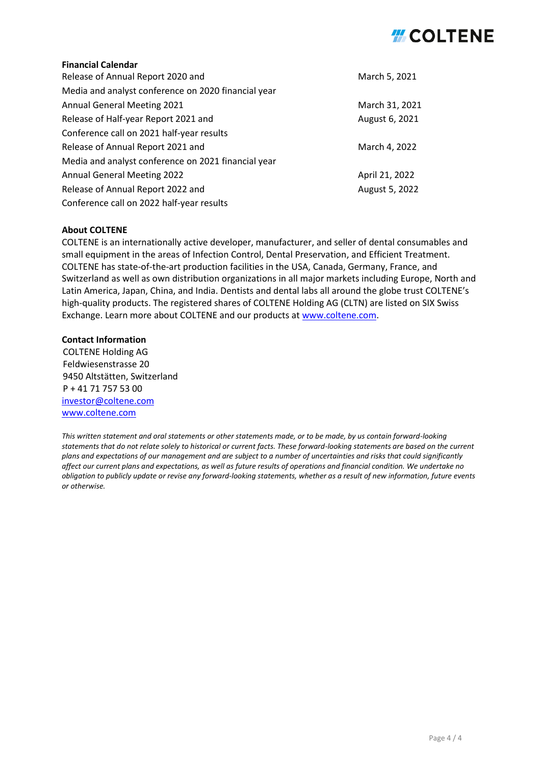**Financial Calendar**

| | |
|---|---|
| Release of Annual Report 2020 and Media and analyst conference on 2020 financial year | March 5, 2021 |
| Annual General Meeting 2021 | March 31, 2021 |
| Release of Half-year Report 2021 and Conference call on 2021 half-year results | August 6, 2021 |
| Release of Annual Report 2021 and Media and analyst conference on 2021 financial year | March 4, 2022 |
| Annual General Meeting 2022 | April 21, 2022 |
| Release of Annual Report 2022 and Conference call on 2022 half-year results | August 5, 2022 |

**About COLTENE**

COLTENE is an internationally active developer, manufacturer, and seller of dental consumables and small equipment in the areas of Infection Control, Dental Preservation, and Efficient Treatment. COLTENE has state-of-the-art production facilities in the USA, Canada, Germany, France, and Switzerland as well as own distribution organizations in all major markets including Europe, North and Latin America, Japan, China, and India. Dentists and dental labs all around the globe trust COLTENE's high-quality products. The registered shares of COLTENE Holding AG (CLTN) are listed on SIX Swiss Exchange. Learn more about COLTENE and our products at www.coltene.com.

**Contact Information**

COLTENE Holding AG
Feldwiesenstrasse 20
9450 Altstätten, Switzerland
P + 41 71 757 53 00
investor@coltene.com
www.coltene.com

*This written statement and oral statements or other statements made, or to be made, by us contain forward-looking statements that do not relate solely to historical or current facts. These forward-looking statements are based on the current plans and expectations of our management and are subject to a number of uncertainties and risks that could significantly affect our current plans and expectations, as well as future results of operations and financial condition. We undertake no obligation to publicly update or revise any forward-looking statements, whether as a result of new information, future events or otherwise.*